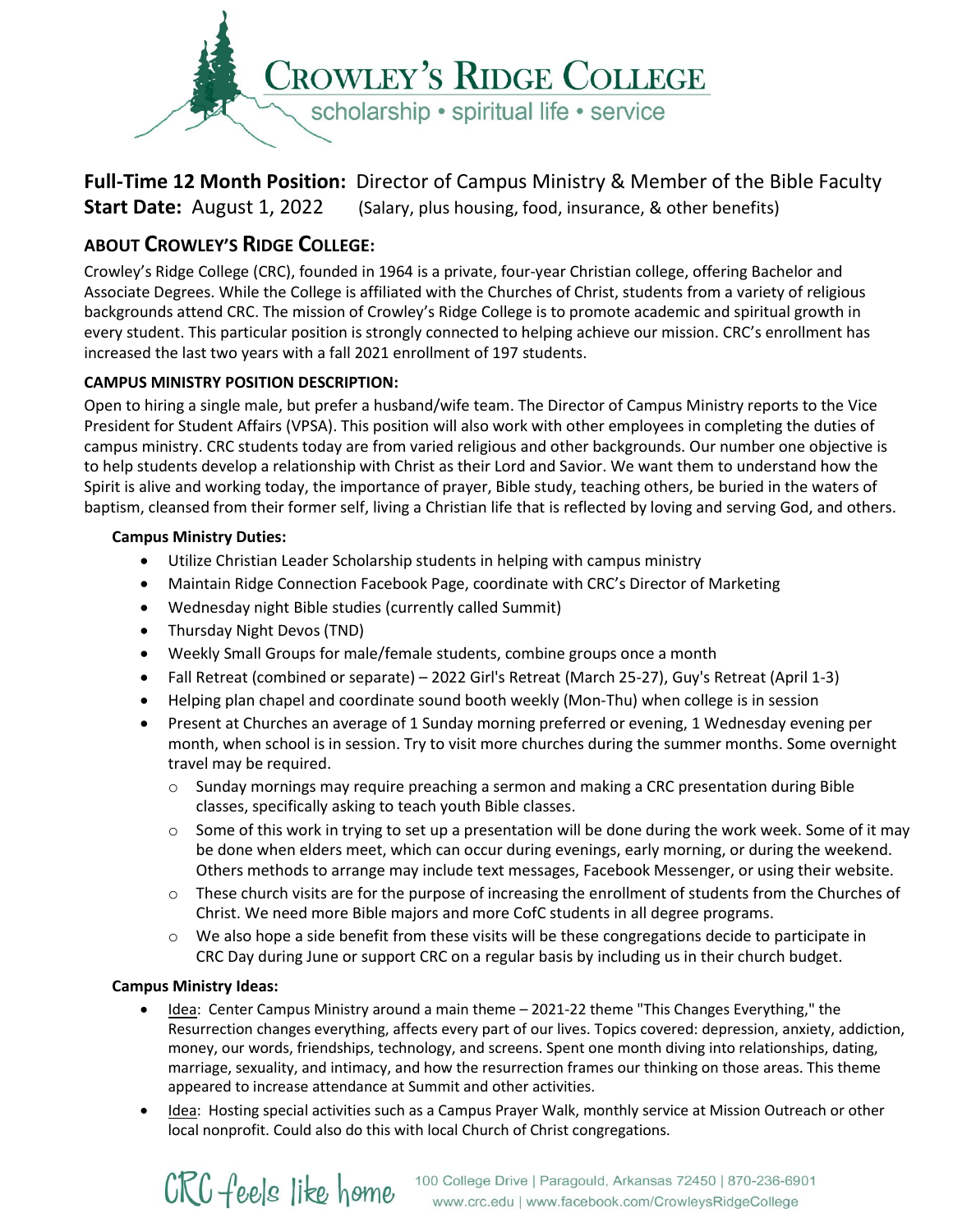# Crowley's Ridge College

scholarship • spiritual life • service

**Full-Time 12 Month Position:** Director of Campus Ministry & Member of the Bible Faculty
**Start Date:** August 1, 2022 (Salary, plus housing, food, insurance, & other benefits)

## ABOUT CROWLEY'S RIDGE COLLEGE:

Crowley's Ridge College (CRC), founded in 1964 is a private, four-year Christian college, offering Bachelor and Associate Degrees. While the College is affiliated with the Churches of Christ, students from a variety of religious backgrounds attend CRC. The mission of Crowley's Ridge College is to promote academic and spiritual growth in every student. This particular position is strongly connected to helping achieve our mission. CRC's enrollment has increased the last two years with a fall 2021 enrollment of 197 students.

### CAMPUS MINISTRY POSITION DESCRIPTION:

Open to hiring a single male, but prefer a husband/wife team. The Director of Campus Ministry reports to the Vice President for Student Affairs (VPSA). This position will also work with other employees in completing the duties of campus ministry. CRC students today are from varied religious and other backgrounds. Our number one objective is to help students develop a relationship with Christ as their Lord and Savior. We want them to understand how the Spirit is alive and working today, the importance of prayer, Bible study, teaching others, be buried in the waters of baptism, cleansed from their former self, living a Christian life that is reflected by loving and serving God, and others.

**Campus Ministry Duties:**

- Utilize Christian Leader Scholarship students in helping with campus ministry
- Maintain Ridge Connection Facebook Page, coordinate with CRC's Director of Marketing
- Wednesday night Bible studies (currently called Summit)
- Thursday Night Devos (TND)
- Weekly Small Groups for male/female students, combine groups once a month
- Fall Retreat (combined or separate) – 2022 Girl's Retreat (March 25-27), Guy's Retreat (April 1-3)
- Helping plan chapel and coordinate sound booth weekly (Mon-Thu) when college is in session
- Present at Churches an average of 1 Sunday morning preferred or evening, 1 Wednesday evening per month, when school is in session. Try to visit more churches during the summer months. Some overnight travel may be required.
  - Sunday mornings may require preaching a sermon and making a CRC presentation during Bible classes, specifically asking to teach youth Bible classes.
  - Some of this work in trying to set up a presentation will be done during the work week. Some of it may be done when elders meet, which can occur during evenings, early morning, or during the weekend. Others methods to arrange may include text messages, Facebook Messenger, or using their website.
  - These church visits are for the purpose of increasing the enrollment of students from the Churches of Christ. We need more Bible majors and more CofC students in all degree programs.
  - We also hope a side benefit from these visits will be these congregations decide to participate in CRC Day during June or support CRC on a regular basis by including us in their church budget.

**Campus Ministry Ideas:**

- Idea: Center Campus Ministry around a main theme – 2021-22 theme "This Changes Everything," the Resurrection changes everything, affects every part of our lives. Topics covered: depression, anxiety, addiction, money, our words, friendships, technology, and screens. Spent one month diving into relationships, dating, marriage, sexuality, and intimacy, and how the resurrection frames our thinking on those areas. This theme appeared to increase attendance at Summit and other activities.
- Idea: Hosting special activities such as a Campus Prayer Walk, monthly service at Mission Outreach or other local nonprofit. Could also do this with local Church of Christ congregations.

CRC feels like home 100 College Drive | Paragould, Arkansas 72450 | 870-236-6901
www.crc.edu | www.facebook.com/CrowleysRidgeCollege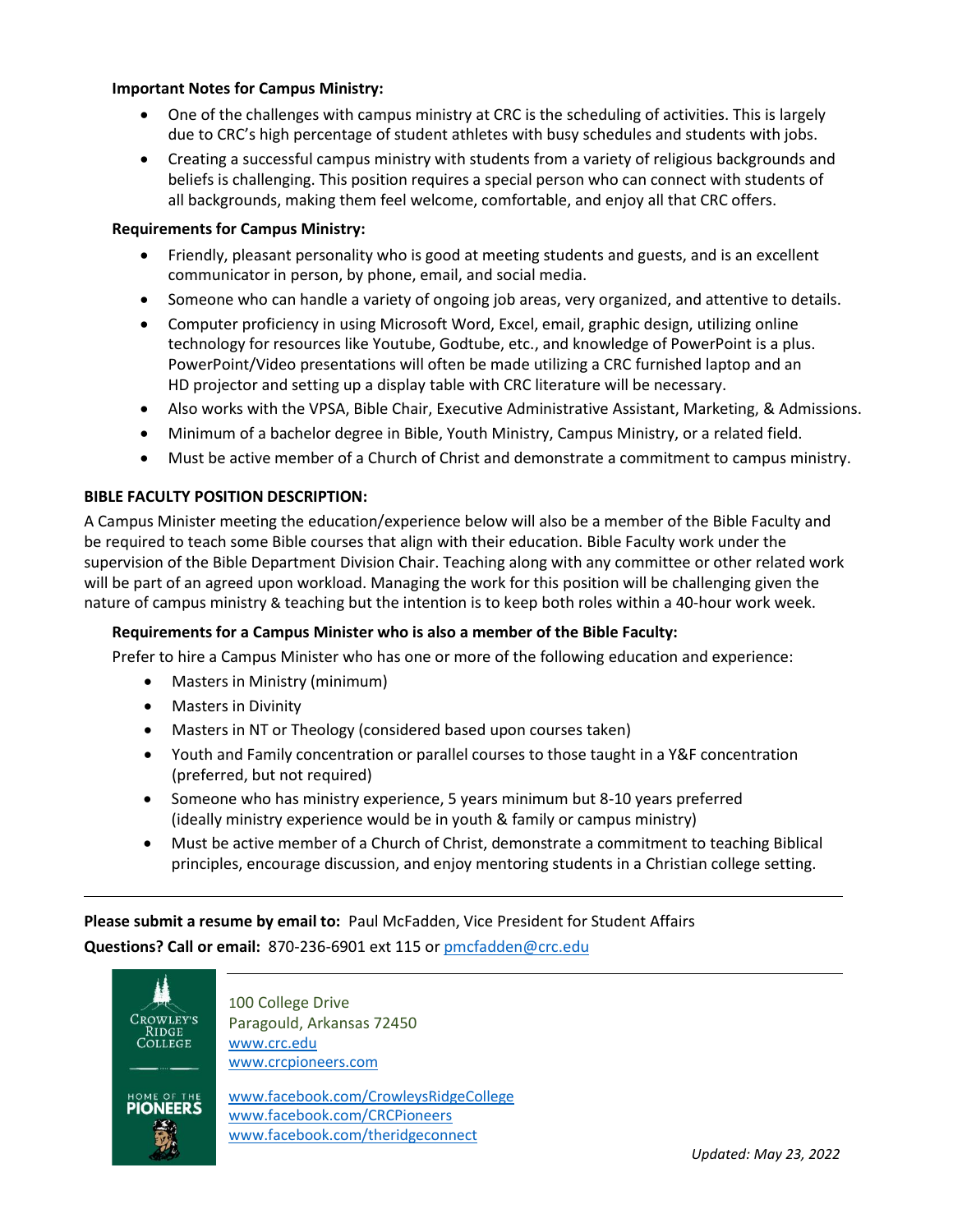**Important Notes for Campus Ministry:**

- One of the challenges with campus ministry at CRC is the scheduling of activities. This is largely due to CRC's high percentage of student athletes with busy schedules and students with jobs.
- Creating a successful campus ministry with students from a variety of religious backgrounds and beliefs is challenging. This position requires a special person who can connect with students of all backgrounds, making them feel welcome, comfortable, and enjoy all that CRC offers.

**Requirements for Campus Ministry:**

- Friendly, pleasant personality who is good at meeting students and guests, and is an excellent communicator in person, by phone, email, and social media.
- Someone who can handle a variety of ongoing job areas, very organized, and attentive to details.
- Computer proficiency in using Microsoft Word, Excel, email, graphic design, utilizing online technology for resources like Youtube, Godtube, etc., and knowledge of PowerPoint is a plus. PowerPoint/Video presentations will often be made utilizing a CRC furnished laptop and an HD projector and setting up a display table with CRC literature will be necessary.
- Also works with the VPSA, Bible Chair, Executive Administrative Assistant, Marketing, & Admissions.
- Minimum of a bachelor degree in Bible, Youth Ministry, Campus Ministry, or a related field.
- Must be active member of a Church of Christ and demonstrate a commitment to campus ministry.

**BIBLE FACULTY POSITION DESCRIPTION:**

A Campus Minister meeting the education/experience below will also be a member of the Bible Faculty and be required to teach some Bible courses that align with their education. Bible Faculty work under the supervision of the Bible Department Division Chair. Teaching along with any committee or other related work will be part of an agreed upon workload. Managing the work for this position will be challenging given the nature of campus ministry & teaching but the intention is to keep both roles within a 40-hour work week.

**Requirements for a Campus Minister who is also a member of the Bible Faculty:**

Prefer to hire a Campus Minister who has one or more of the following education and experience:

- Masters in Ministry (minimum)
- Masters in Divinity
- Masters in NT or Theology (considered based upon courses taken)
- Youth and Family concentration or parallel courses to those taught in a Y&F concentration (preferred, but not required)
- Someone who has ministry experience, 5 years minimum but 8-10 years preferred (ideally ministry experience would be in youth & family or campus ministry)
- Must be active member of a Church of Christ, demonstrate a commitment to teaching Biblical principles, encourage discussion, and enjoy mentoring students in a Christian college setting.

---

**Please submit a resume by email to:** Paul McFadden, Vice President for Student Affairs

**Questions? Call or email:** 870-236-6901 ext 115 or pmcfadden@crc.edu

Crowley's Ridge College
Home of the Pioneers

100 College Drive
Paragould, Arkansas 72450
www.crc.edu
www.crcpioneers.com

www.facebook.com/CrowleysRidgeCollege
www.facebook.com/CRCPioneers
www.facebook.com/theridgeconnect

*Updated: May 23, 2022*